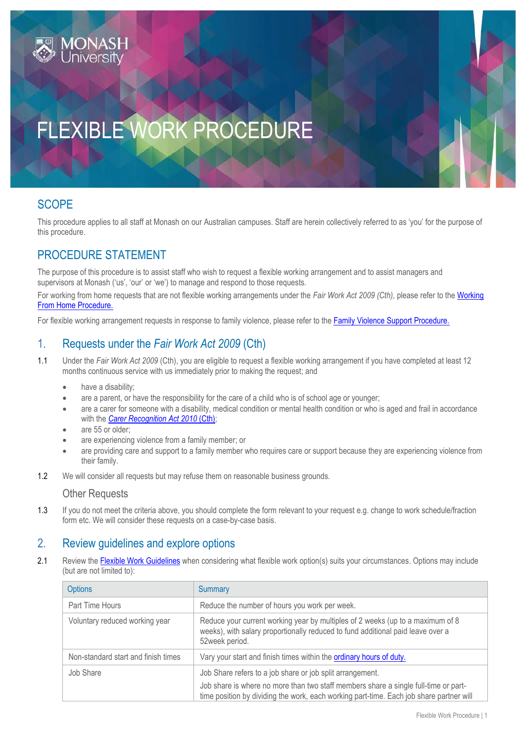# FLEXIBLE WORK PROCEDURE

## SCOPE

This procedure applies to all staff at Monash on our Australian campuses. Staff are herein collectively referred to as 'you' for the purpose of this procedure.

## PROCEDURE STATEMENT

The purpose of this procedure is to assist staff who wish to request a flexible working arrangement and to assist managers and supervisors at Monash ('us', 'our' or 'we') to manage and respond to those requests.

For working from home requests that are not flexible working arrangements under the *Fair Work Act 2009 (Cth),* please refer to the Working From Home Procedure.

For flexible working arrangement requests in response to family violence, please refer to the Family Violence Support Procedure.

## 1. Requests under the *Fair Work Act 2009* (Cth)

1.1 Under the *Fair Work Act 2009* (Cth), you are eligible to request a flexible working arrangement if you have completed at least 12 months continuous service with us immediately prior to making the request; and

- have a disability;
- are a parent, or have the responsibility for the care of a child who is of school age or younger;
- are a carer for someone with a disability, medical condition or mental health condition or who is aged and frail in accordance with the *Carer Recognition Act 2010* (Cth);
- are 55 or older;
- are experiencing violence from a family member; or
- are providing care and support to a family member who requires care or support because they are experiencing violence from their family.

1.2 We will consider all requests but may refuse them on reasonable business grounds.

### Other Requests

1.3 If you do not meet the criteria above, you should complete the form relevant to your request e.g. change to work schedule/fraction form etc. We will consider these requests on a case-by-case basis.

## 2. Review guidelines and explore options

2.1 Review the Flexible Work Guidelines when considering what flexible work option(s) suits your circumstances. Options may include (but are not limited to):

| Options | Summary |
|---|---|
| Part Time Hours | Reduce the number of hours you work per week. |
| Voluntary reduced working year | Reduce your current working year by multiples of 2 weeks (up to a maximum of 8 weeks), with salary proportionally reduced to fund additional paid leave over a 52week period. |
| Non-standard start and finish times | Vary your start and finish times within the ordinary hours of duty. |
| Job Share | Job Share refers to a job share or job split arrangement.<br><br>Job share is where no more than two staff members share a single full-time or part-time position by dividing the work, each working part-time. Each job share partner will |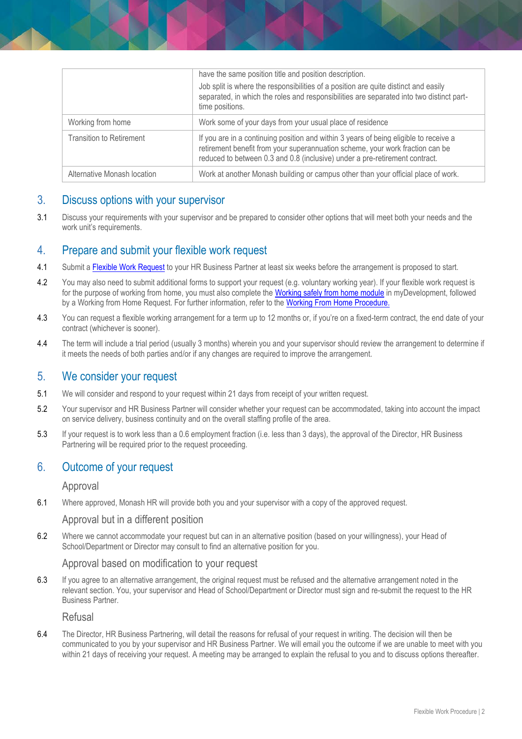| | |
|---|---|
| | have the same position title and position description.<br>Job split is where the responsibilities of a position are quite distinct and easily separated, in which the roles and responsibilities are separated into two distinct part-time positions. |
| Working from home | Work some of your days from your usual place of residence |
| Transition to Retirement | If you are in a continuing position and within 3 years of being eligible to receive a retirement benefit from your superannuation scheme, your work fraction can be reduced to between 0.3 and 0.8 (inclusive) under a pre-retirement contract. |
| Alternative Monash location | Work at another Monash building or campus other than your official place of work. |

## 3. Discuss options with your supervisor

3.1 Discuss your requirements with your supervisor and be prepared to consider other options that will meet both your needs and the work unit's requirements.

## 4. Prepare and submit your flexible work request

4.1 Submit a Flexible Work Request to your HR Business Partner at least six weeks before the arrangement is proposed to start.

4.2 You may also need to submit additional forms to support your request (e.g. voluntary working year). If your flexible work request is for the purpose of working from home, you must also complete the Working safely from home module in myDevelopment, followed by a Working from Home Request. For further information, refer to the Working From Home Procedure.

4.3 You can request a flexible working arrangement for a term up to 12 months or, if you're on a fixed-term contract, the end date of your contract (whichever is sooner).

4.4 The term will include a trial period (usually 3 months) wherein you and your supervisor should review the arrangement to determine if it meets the needs of both parties and/or if any changes are required to improve the arrangement.

## 5. We consider your request

5.1 We will consider and respond to your request within 21 days from receipt of your written request.

5.2 Your supervisor and HR Business Partner will consider whether your request can be accommodated, taking into account the impact on service delivery, business continuity and on the overall staffing profile of the area.

5.3 If your request is to work less than a 0.6 employment fraction (i.e. less than 3 days), the approval of the Director, HR Business Partnering will be required prior to the request proceeding.

## 6. Outcome of your request

### Approval

6.1 Where approved, Monash HR will provide both you and your supervisor with a copy of the approved request.

### Approval but in a different position

6.2 Where we cannot accommodate your request but can in an alternative position (based on your willingness), your Head of School/Department or Director may consult to find an alternative position for you.

### Approval based on modification to your request

6.3 If you agree to an alternative arrangement, the original request must be refused and the alternative arrangement noted in the relevant section. You, your supervisor and Head of School/Department or Director must sign and re-submit the request to the HR Business Partner.

### Refusal

6.4 The Director, HR Business Partnering, will detail the reasons for refusal of your request in writing. The decision will then be communicated to you by your supervisor and HR Business Partner. We will email you the outcome if we are unable to meet with you within 21 days of receiving your request. A meeting may be arranged to explain the refusal to you and to discuss options thereafter.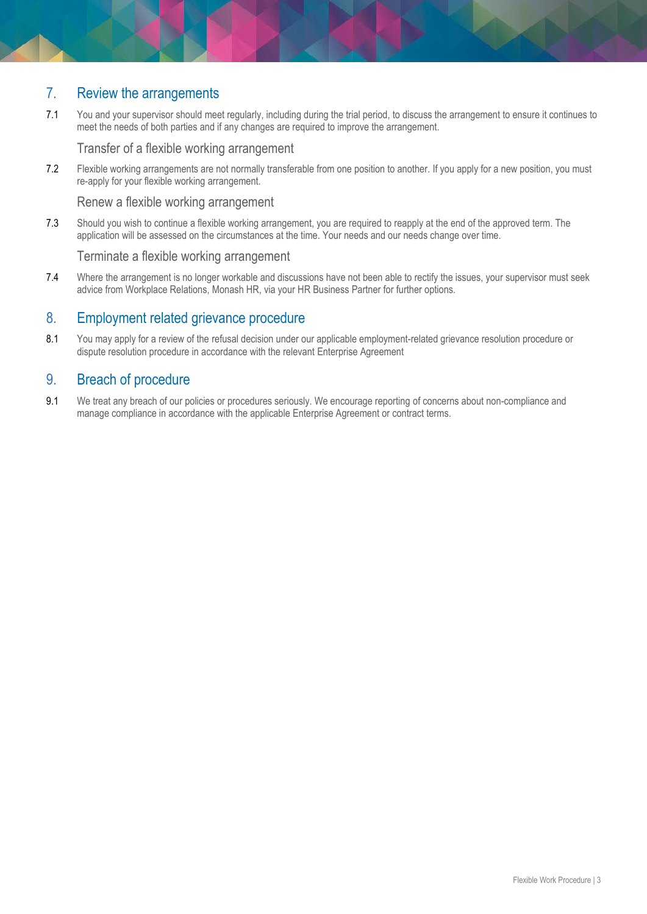## 7. Review the arrangements

7.1 You and your supervisor should meet regularly, including during the trial period, to discuss the arrangement to ensure it continues to meet the needs of both parties and if any changes are required to improve the arrangement.

### Transfer of a flexible working arrangement

7.2 Flexible working arrangements are not normally transferable from one position to another. If you apply for a new position, you must re-apply for your flexible working arrangement.

### Renew a flexible working arrangement

7.3 Should you wish to continue a flexible working arrangement, you are required to reapply at the end of the approved term. The application will be assessed on the circumstances at the time. Your needs and our needs change over time.

### Terminate a flexible working arrangement

7.4 Where the arrangement is no longer workable and discussions have not been able to rectify the issues, your supervisor must seek advice from Workplace Relations, Monash HR, via your HR Business Partner for further options.

## 8. Employment related grievance procedure

8.1 You may apply for a review of the refusal decision under our applicable employment-related grievance resolution procedure or dispute resolution procedure in accordance with the relevant Enterprise Agreement

## 9. Breach of procedure

9.1 We treat any breach of our policies or procedures seriously. We encourage reporting of concerns about non-compliance and manage compliance in accordance with the applicable Enterprise Agreement or contract terms.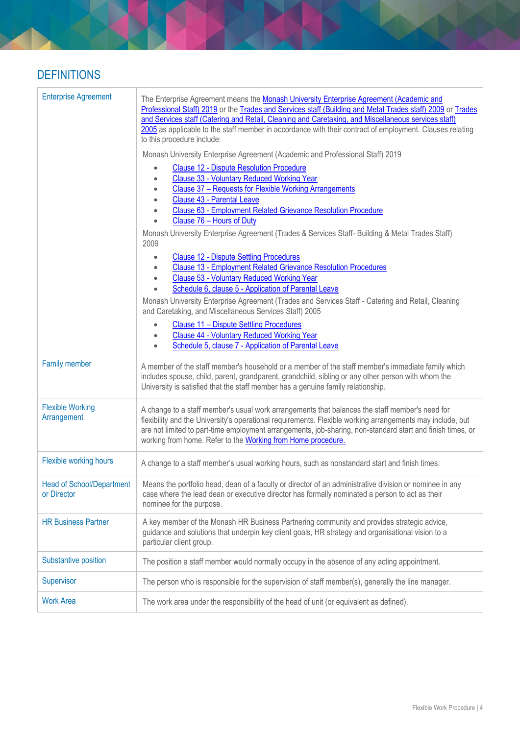## DEFINITIONS

| | |
|---|---|
| Enterprise Agreement | The Enterprise Agreement means the Monash University Enterprise Agreement (Academic and Professional Staff) 2019 or the Trades and Services staff (Building and Metal Trades staff) 2009 or Trades and Services staff (Catering and Retail, Cleaning and Caretaking, and Miscellaneous services staff) 2005 as applicable to the staff member in accordance with their contract of employment. Clauses relating to this procedure include:<br><br>Monash University Enterprise Agreement (Academic and Professional Staff) 2019<br>• Clause 12 - Dispute Resolution Procedure<br>• Clause 33 - Voluntary Reduced Working Year<br>• Clause 37 – Requests for Flexible Working Arrangements<br>• Clause 43 - Parental Leave<br>• Clause 63 - Employment Related Grievance Resolution Procedure<br>• Clause 76 – Hours of Duty<br><br>Monash University Enterprise Agreement (Trades & Services Staff- Building & Metal Trades Staff) 2009<br>• Clause 12 - Dispute Settling Procedures<br>• Clause 13 - Employment Related Grievance Resolution Procedures<br>• Clause 53 - Voluntary Reduced Working Year<br>• Schedule 6, clause 5 - Application of Parental Leave<br><br>Monash University Enterprise Agreement (Trades and Services Staff - Catering and Retail, Cleaning and Caretaking, and Miscellaneous Services Staff) 2005<br>• Clause 11 – Dispute Settling Procedures<br>• Clause 44 - Voluntary Reduced Working Year<br>• Schedule 5, clause 7 - Application of Parental Leave |
| Family member | A member of the staff member's household or a member of the staff member's immediate family which includes spouse, child, parent, grandparent, grandchild, sibling or any other person with whom the University is satisfied that the staff member has a genuine family relationship. |
| Flexible Working Arrangement | A change to a staff member's usual work arrangements that balances the staff member's need for flexibility and the University's operational requirements. Flexible working arrangements may include, but are not limited to part-time employment arrangements, job-sharing, non-standard start and finish times, or working from home. Refer to the Working from Home procedure. |
| Flexible working hours | A change to a staff member's usual working hours, such as nonstandard start and finish times. |
| Head of School/Department or Director | Means the portfolio head, dean of a faculty or director of an administrative division or nominee in any case where the lead dean or executive director has formally nominated a person to act as their nominee for the purpose. |
| HR Business Partner | A key member of the Monash HR Business Partnering community and provides strategic advice, guidance and solutions that underpin key client goals, HR strategy and organisational vision to a particular client group. |
| Substantive position | The position a staff member would normally occupy in the absence of any acting appointment. |
| Supervisor | The person who is responsible for the supervision of staff member(s), generally the line manager. |
| Work Area | The work area under the responsibility of the head of unit (or equivalent as defined). |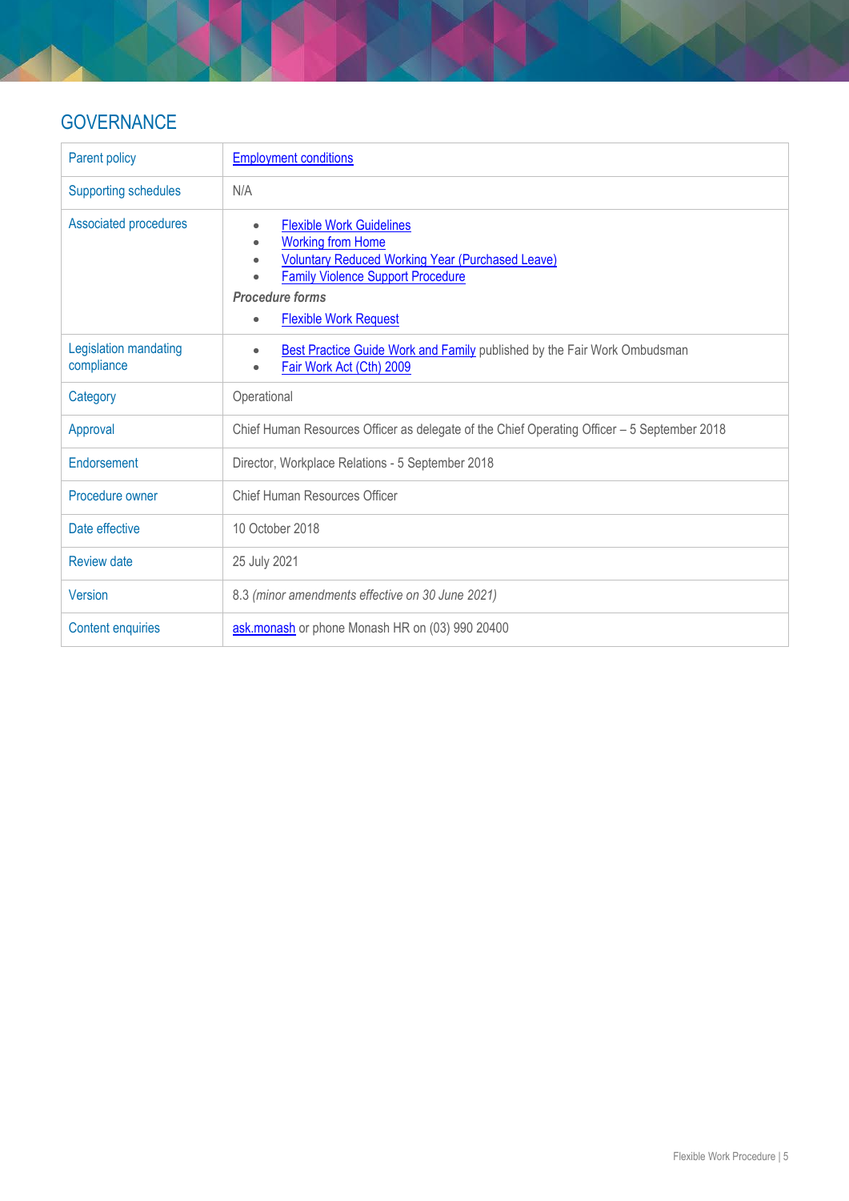## GOVERNANCE

| | |
|---|---|
| Parent policy | Employment conditions |
| Supporting schedules | N/A |
| Associated procedures | • Flexible Work Guidelines<br>• Working from Home<br>• Voluntary Reduced Working Year (Purchased Leave)<br>• Family Violence Support Procedure<br>***Procedure forms***<br>• Flexible Work Request |
| Legislation mandating compliance | • Best Practice Guide Work and Family published by the Fair Work Ombudsman<br>• Fair Work Act (Cth) 2009 |
| Category | Operational |
| Approval | Chief Human Resources Officer as delegate of the Chief Operating Officer – 5 September 2018 |
| Endorsement | Director, Workplace Relations - 5 September 2018 |
| Procedure owner | Chief Human Resources Officer |
| Date effective | 10 October 2018 |
| Review date | 25 July 2021 |
| Version | 8.3 *(minor amendments effective on 30 June 2021)* |
| Content enquiries | ask.monash or phone Monash HR on (03) 990 20400 |